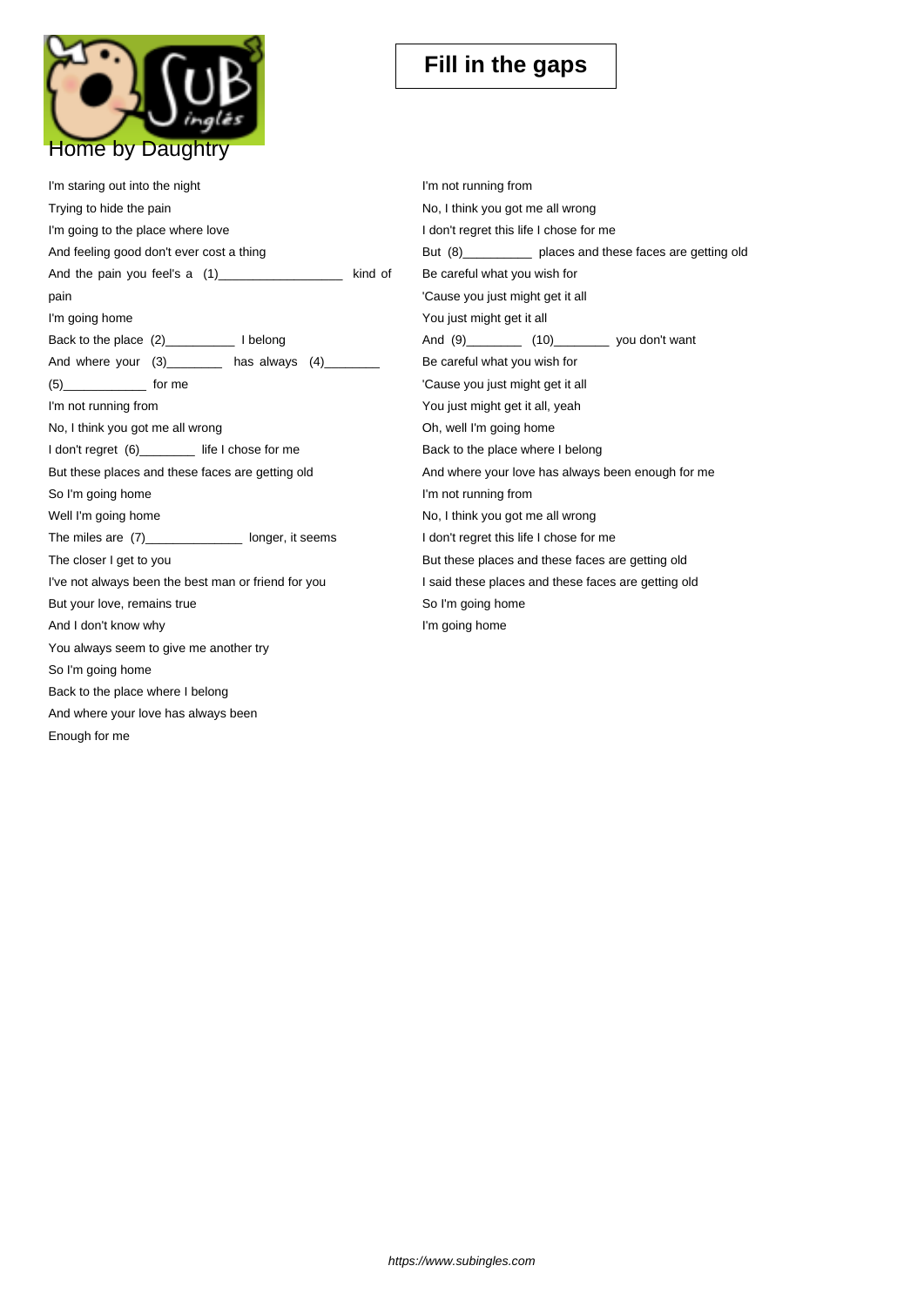# Fill in the gaps

## Home by Daughtry

I'm staring out into the night
Trying to hide the pain
I'm going to the place where love
And feeling good don't ever cost a thing
And the pain you feel's a (1)_________________ kind of pain
I'm going home
Back to the place (2)__________ I belong
And where your (3)________ has always (4)________ (5)____________ for me
I'm not running from
No, I think you got me all wrong
I don't regret (6)________ life I chose for me
But these places and these faces are getting old
So I'm going home
Well I'm going home
The miles are (7)______________ longer, it seems
The closer I get to you
I've not always been the best man or friend for you
But your love, remains true
And I don't know why
You always seem to give me another try
So I'm going home
Back to the place where I belong
And where your love has always been
Enough for me

I'm not running from
No, I think you got me all wrong
I don't regret this life I chose for me
But (8)__________ places and these faces are getting old
Be careful what you wish for
'Cause you just might get it all
You just might get it all
And (9)________ (10)________ you don't want
Be careful what you wish for
'Cause you just might get it all
You just might get it all, yeah
Oh, well I'm going home
Back to the place where I belong
And where your love has always been enough for me
I'm not running from
No, I think you got me all wrong
I don't regret this life I chose for me
But these places and these faces are getting old
I said these places and these faces are getting old
So I'm going home
I'm going home

*https://www.subingles.com*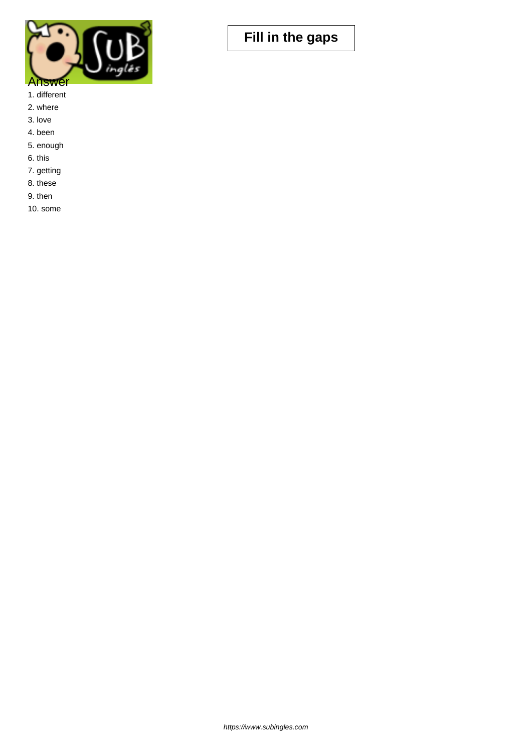# Fill in the gaps

Answer

1. different
2. where
3. love
4. been
5. enough
6. this
7. getting
8. these
9. then
10. some

*https://www.subingles.com*